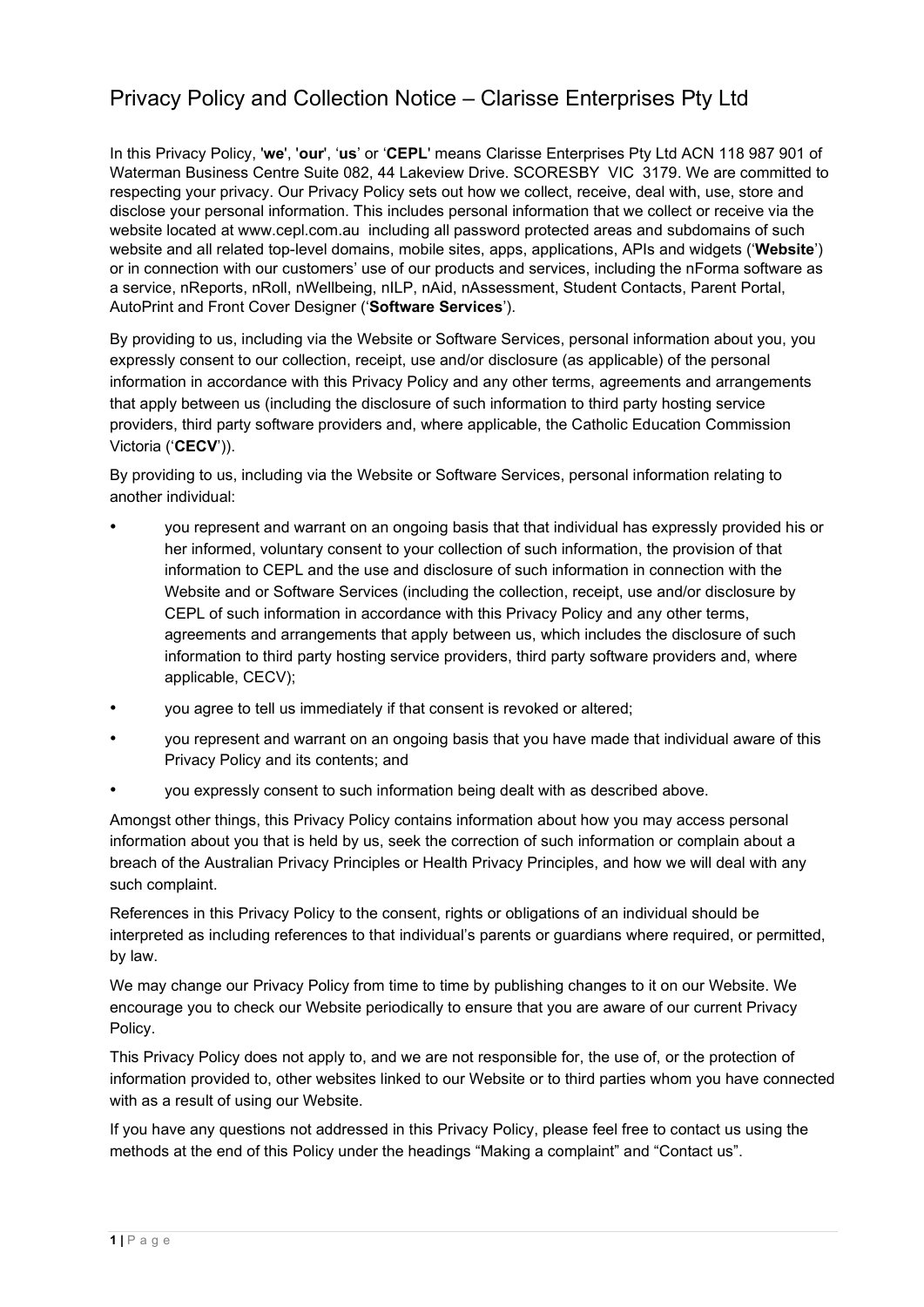# Privacy Policy and Collection Notice – Clarisse Enterprises Pty Ltd

In this Privacy Policy, '**we**', '**our**', '**us**' or '**CEPL**' means Clarisse Enterprises Pty Ltd ACN 118 987 901 of Waterman Business Centre Suite 082, 44 Lakeview Drive. SCORESBY VIC 3179. We are committed to respecting your privacy. Our Privacy Policy sets out how we collect, receive, deal with, use, store and disclose your personal information. This includes personal information that we collect or receive via the website located at www.cepl.com.au including all password protected areas and subdomains of such website and all related top-level domains, mobile sites, apps, applications, APIs and widgets ('**Website**') or in connection with our customers' use of our products and services, including the nForma software as a service, nReports, nRoll, nWellbeing, nILP, nAid, nAssessment, Student Contacts, Parent Portal, AutoPrint and Front Cover Designer ('**Software Services**').

By providing to us, including via the Website or Software Services, personal information about you, you expressly consent to our collection, receipt, use and/or disclosure (as applicable) of the personal information in accordance with this Privacy Policy and any other terms, agreements and arrangements that apply between us (including the disclosure of such information to third party hosting service providers, third party software providers and, where applicable, the Catholic Education Commission Victoria ('**CECV**')).

By providing to us, including via the Website or Software Services, personal information relating to another individual:

- you represent and warrant on an ongoing basis that that individual has expressly provided his or her informed, voluntary consent to your collection of such information, the provision of that information to CEPL and the use and disclosure of such information in connection with the Website and or Software Services (including the collection, receipt, use and/or disclosure by CEPL of such information in accordance with this Privacy Policy and any other terms, agreements and arrangements that apply between us, which includes the disclosure of such information to third party hosting service providers, third party software providers and, where applicable, CECV);
- you agree to tell us immediately if that consent is revoked or altered;
- you represent and warrant on an ongoing basis that you have made that individual aware of this Privacy Policy and its contents; and
- you expressly consent to such information being dealt with as described above.

Amongst other things, this Privacy Policy contains information about how you may access personal information about you that is held by us, seek the correction of such information or complain about a breach of the Australian Privacy Principles or Health Privacy Principles, and how we will deal with any such complaint.

References in this Privacy Policy to the consent, rights or obligations of an individual should be interpreted as including references to that individual's parents or guardians where required, or permitted, by law.

We may change our Privacy Policy from time to time by publishing changes to it on our Website. We encourage you to check our Website periodically to ensure that you are aware of our current Privacy Policy.

This Privacy Policy does not apply to, and we are not responsible for, the use of, or the protection of information provided to, other websites linked to our Website or to third parties whom you have connected with as a result of using our Website.

If you have any questions not addressed in this Privacy Policy, please feel free to contact us using the methods at the end of this Policy under the headings "Making a complaint" and "Contact us".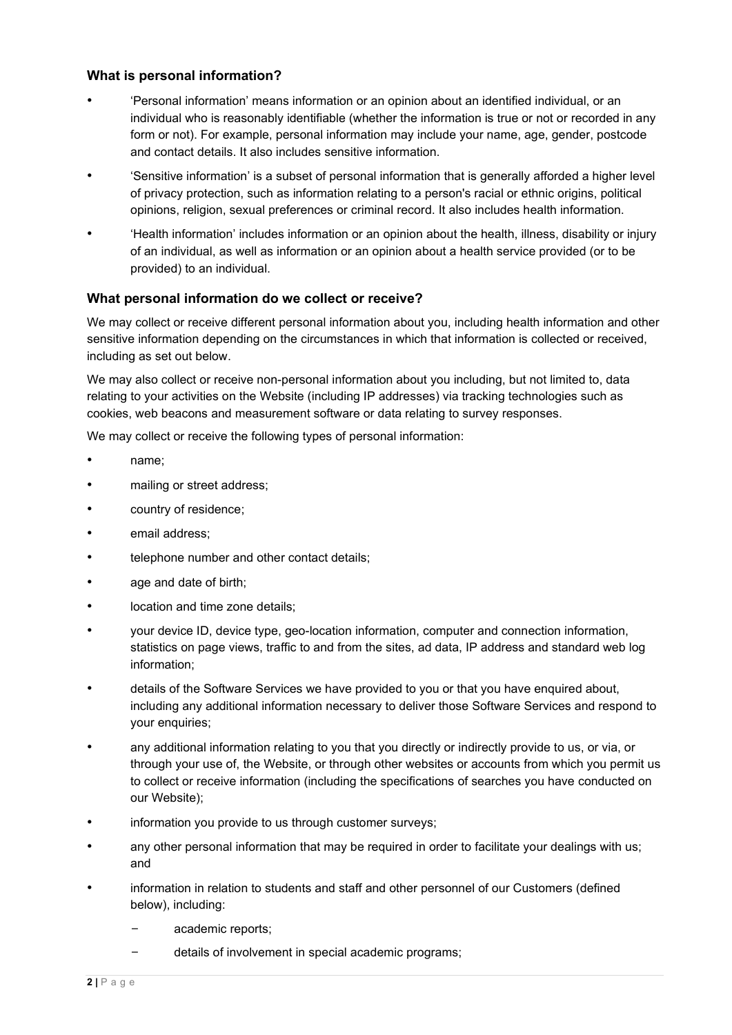### What is personal information?

- 'Personal information' means information or an opinion about an identified individual, or an individual who is reasonably identifiable (whether the information is true or not or recorded in any form or not). For example, personal information may include your name, age, gender, postcode and contact details. It also includes sensitive information.
- 'Sensitive information' is a subset of personal information that is generally afforded a higher level of privacy protection, such as information relating to a person's racial or ethnic origins, political opinions, religion, sexual preferences or criminal record. It also includes health information.
- 'Health information' includes information or an opinion about the health, illness, disability or injury of an individual, as well as information or an opinion about a health service provided (or to be provided) to an individual.

### What personal information do we collect or receive?

We may collect or receive different personal information about you, including health information and other sensitive information depending on the circumstances in which that information is collected or received, including as set out below.

We may also collect or receive non-personal information about you including, but not limited to, data relating to your activities on the Website (including IP addresses) via tracking technologies such as cookies, web beacons and measurement software or data relating to survey responses.

We may collect or receive the following types of personal information:

- name;
- mailing or street address;
- country of residence;
- email address;
- telephone number and other contact details;
- age and date of birth;
- location and time zone details;
- your device ID, device type, geo-location information, computer and connection information, statistics on page views, traffic to and from the sites, ad data, IP address and standard web log information;
- details of the Software Services we have provided to you or that you have enquired about, including any additional information necessary to deliver those Software Services and respond to your enquiries;
- any additional information relating to you that you directly or indirectly provide to us, or via, or through your use of, the Website, or through other websites or accounts from which you permit us to collect or receive information (including the specifications of searches you have conducted on our Website);
- information you provide to us through customer surveys;
- any other personal information that may be required in order to facilitate your dealings with us; and
- information in relation to students and staff and other personnel of our Customers (defined below), including:
  - academic reports;
  - details of involvement in special academic programs;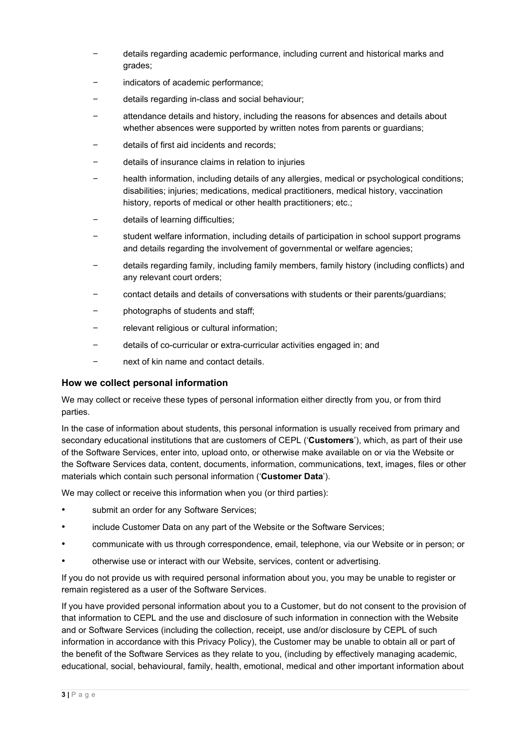- details regarding academic performance, including current and historical marks and grades;
- indicators of academic performance;
- details regarding in-class and social behaviour;
- attendance details and history, including the reasons for absences and details about whether absences were supported by written notes from parents or guardians;
- details of first aid incidents and records;
- details of insurance claims in relation to injuries
- health information, including details of any allergies, medical or psychological conditions; disabilities; injuries; medications, medical practitioners, medical history, vaccination history, reports of medical or other health practitioners; etc.;
- details of learning difficulties;
- student welfare information, including details of participation in school support programs and details regarding the involvement of governmental or welfare agencies;
- details regarding family, including family members, family history (including conflicts) and any relevant court orders;
- contact details and details of conversations with students or their parents/guardians;
- photographs of students and staff;
- relevant religious or cultural information;
- details of co-curricular or extra-curricular activities engaged in; and
- next of kin name and contact details.

### How we collect personal information

We may collect or receive these types of personal information either directly from you, or from third parties.

In the case of information about students, this personal information is usually received from primary and secondary educational institutions that are customers of CEPL ('**Customers**'), which, as part of their use of the Software Services, enter into, upload onto, or otherwise make available on or via the Website or the Software Services data, content, documents, information, communications, text, images, files or other materials which contain such personal information ('**Customer Data**').

We may collect or receive this information when you (or third parties):

- submit an order for any Software Services;
- include Customer Data on any part of the Website or the Software Services;
- communicate with us through correspondence, email, telephone, via our Website or in person; or
- otherwise use or interact with our Website, services, content or advertising.

If you do not provide us with required personal information about you, you may be unable to register or remain registered as a user of the Software Services.

If you have provided personal information about you to a Customer, but do not consent to the provision of that information to CEPL and the use and disclosure of such information in connection with the Website and or Software Services (including the collection, receipt, use and/or disclosure by CEPL of such information in accordance with this Privacy Policy), the Customer may be unable to obtain all or part of the benefit of the Software Services as they relate to you, (including by effectively managing academic, educational, social, behavioural, family, health, emotional, medical and other important information about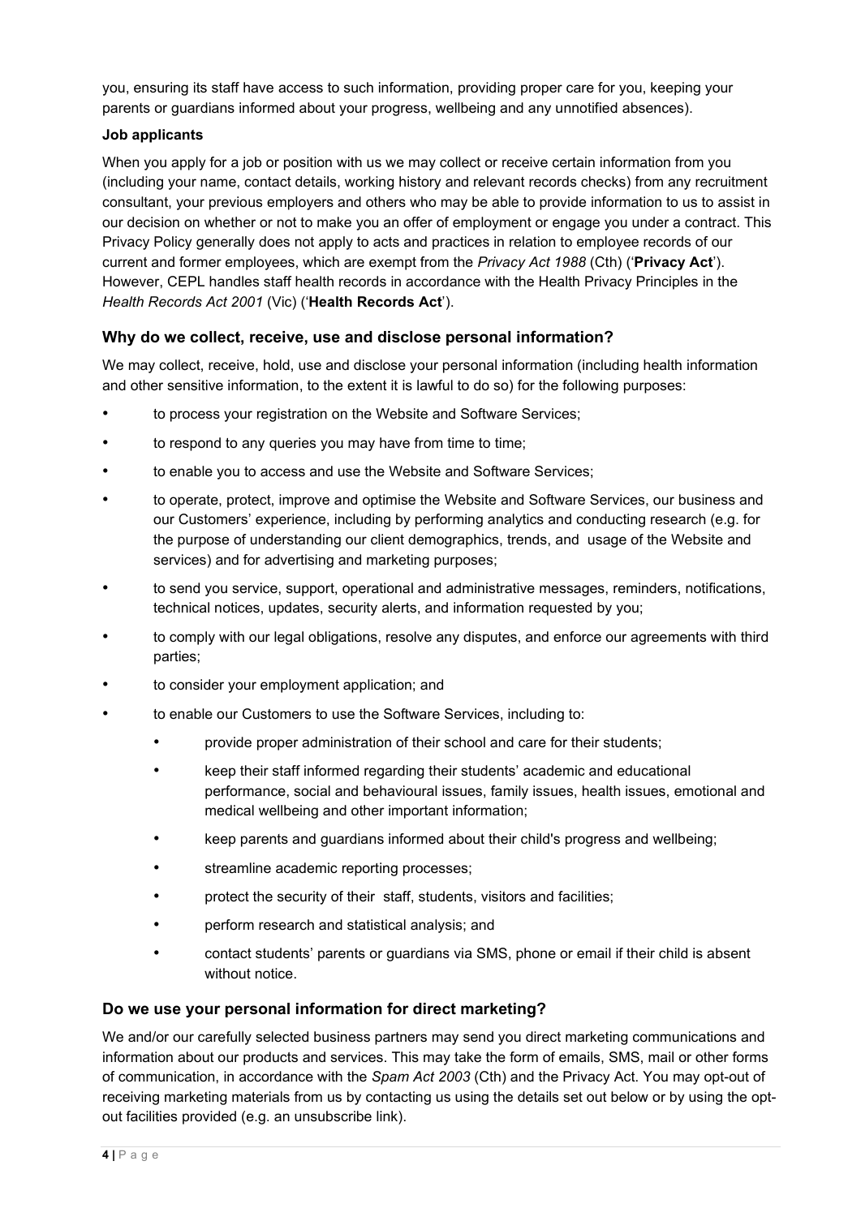you, ensuring its staff have access to such information, providing proper care for you, keeping your parents or guardians informed about your progress, wellbeing and any unnotified absences).

**Job applicants**

When you apply for a job or position with us we may collect or receive certain information from you (including your name, contact details, working history and relevant records checks) from any recruitment consultant, your previous employers and others who may be able to provide information to us to assist in our decision on whether or not to make you an offer of employment or engage you under a contract. This Privacy Policy generally does not apply to acts and practices in relation to employee records of our current and former employees, which are exempt from the *Privacy Act 1988* (Cth) ('**Privacy Act**'). However, CEPL handles staff health records in accordance with the Health Privacy Principles in the *Health Records Act 2001* (Vic) ('**Health Records Act**').

### Why do we collect, receive, use and disclose personal information?

We may collect, receive, hold, use and disclose your personal information (including health information and other sensitive information, to the extent it is lawful to do so) for the following purposes:

- to process your registration on the Website and Software Services;
- to respond to any queries you may have from time to time;
- to enable you to access and use the Website and Software Services;
- to operate, protect, improve and optimise the Website and Software Services, our business and our Customers' experience, including by performing analytics and conducting research (e.g. for the purpose of understanding our client demographics, trends, and usage of the Website and services) and for advertising and marketing purposes;
- to send you service, support, operational and administrative messages, reminders, notifications, technical notices, updates, security alerts, and information requested by you;
- to comply with our legal obligations, resolve any disputes, and enforce our agreements with third parties;
- to consider your employment application; and
- to enable our Customers to use the Software Services, including to:
  - provide proper administration of their school and care for their students;
  - keep their staff informed regarding their students' academic and educational performance, social and behavioural issues, family issues, health issues, emotional and medical wellbeing and other important information;
  - keep parents and guardians informed about their child's progress and wellbeing;
  - streamline academic reporting processes;
  - protect the security of their staff, students, visitors and facilities;
  - perform research and statistical analysis; and
  - contact students' parents or guardians via SMS, phone or email if their child is absent without notice.

### Do we use your personal information for direct marketing?

We and/or our carefully selected business partners may send you direct marketing communications and information about our products and services. This may take the form of emails, SMS, mail or other forms of communication, in accordance with the *Spam Act 2003* (Cth) and the Privacy Act. You may opt-out of receiving marketing materials from us by contacting us using the details set out below or by using the opt-out facilities provided (e.g. an unsubscribe link).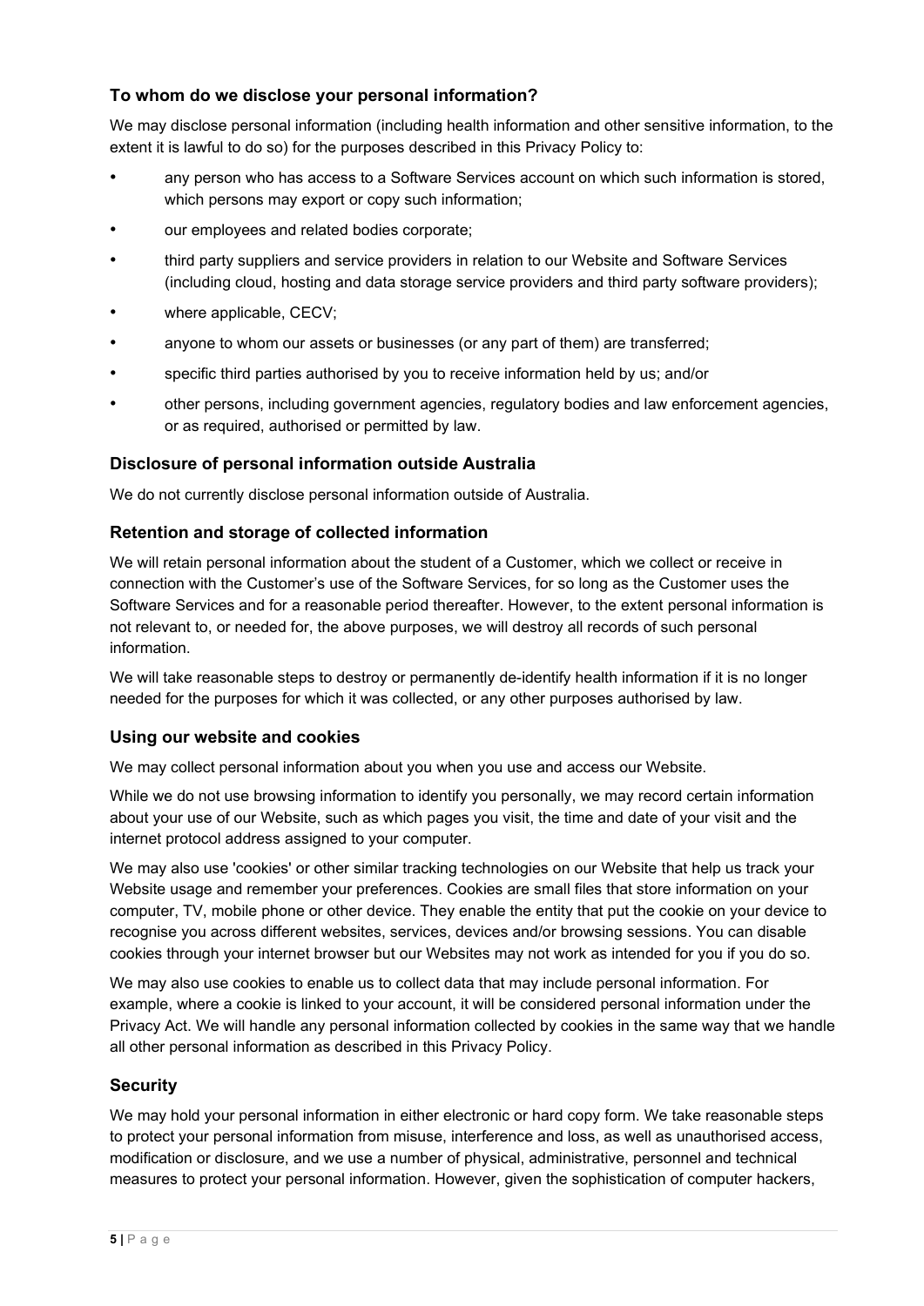### To whom do we disclose your personal information?

We may disclose personal information (including health information and other sensitive information, to the extent it is lawful to do so) for the purposes described in this Privacy Policy to:

- any person who has access to a Software Services account on which such information is stored, which persons may export or copy such information;
- our employees and related bodies corporate;
- third party suppliers and service providers in relation to our Website and Software Services (including cloud, hosting and data storage service providers and third party software providers);
- where applicable, CECV;
- anyone to whom our assets or businesses (or any part of them) are transferred;
- specific third parties authorised by you to receive information held by us; and/or
- other persons, including government agencies, regulatory bodies and law enforcement agencies, or as required, authorised or permitted by law.

### Disclosure of personal information outside Australia

We do not currently disclose personal information outside of Australia.

### Retention and storage of collected information

We will retain personal information about the student of a Customer, which we collect or receive in connection with the Customer's use of the Software Services, for so long as the Customer uses the Software Services and for a reasonable period thereafter. However, to the extent personal information is not relevant to, or needed for, the above purposes, we will destroy all records of such personal information.

We will take reasonable steps to destroy or permanently de-identify health information if it is no longer needed for the purposes for which it was collected, or any other purposes authorised by law.

### Using our website and cookies

We may collect personal information about you when you use and access our Website.

While we do not use browsing information to identify you personally, we may record certain information about your use of our Website, such as which pages you visit, the time and date of your visit and the internet protocol address assigned to your computer.

We may also use 'cookies' or other similar tracking technologies on our Website that help us track your Website usage and remember your preferences. Cookies are small files that store information on your computer, TV, mobile phone or other device. They enable the entity that put the cookie on your device to recognise you across different websites, services, devices and/or browsing sessions. You can disable cookies through your internet browser but our Websites may not work as intended for you if you do so.

We may also use cookies to enable us to collect data that may include personal information. For example, where a cookie is linked to your account, it will be considered personal information under the Privacy Act. We will handle any personal information collected by cookies in the same way that we handle all other personal information as described in this Privacy Policy.

### Security

We may hold your personal information in either electronic or hard copy form. We take reasonable steps to protect your personal information from misuse, interference and loss, as well as unauthorised access, modification or disclosure, and we use a number of physical, administrative, personnel and technical measures to protect your personal information. However, given the sophistication of computer hackers,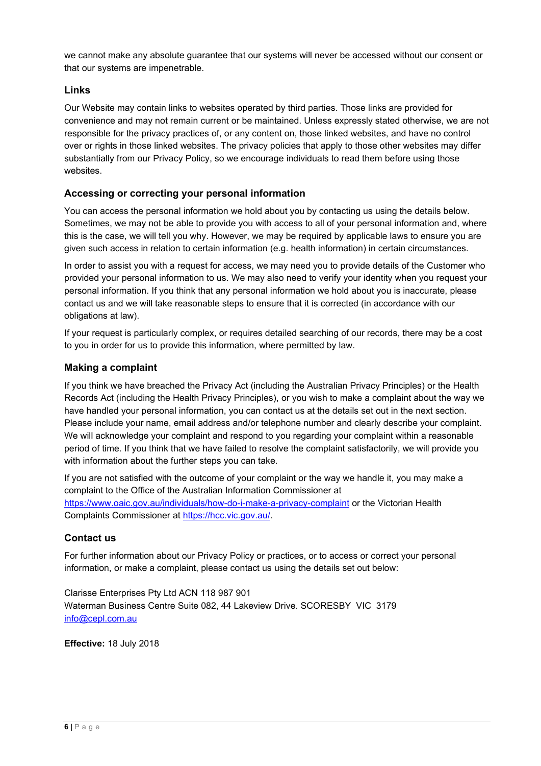we cannot make any absolute guarantee that our systems will never be accessed without our consent or that our systems are impenetrable.

### Links

Our Website may contain links to websites operated by third parties. Those links are provided for convenience and may not remain current or be maintained. Unless expressly stated otherwise, we are not responsible for the privacy practices of, or any content on, those linked websites, and have no control over or rights in those linked websites. The privacy policies that apply to those other websites may differ substantially from our Privacy Policy, so we encourage individuals to read them before using those websites.

### Accessing or correcting your personal information

You can access the personal information we hold about you by contacting us using the details below. Sometimes, we may not be able to provide you with access to all of your personal information and, where this is the case, we will tell you why. However, we may be required by applicable laws to ensure you are given such access in relation to certain information (e.g. health information) in certain circumstances.

In order to assist you with a request for access, we may need you to provide details of the Customer who provided your personal information to us. We may also need to verify your identity when you request your personal information. If you think that any personal information we hold about you is inaccurate, please contact us and we will take reasonable steps to ensure that it is corrected (in accordance with our obligations at law).

If your request is particularly complex, or requires detailed searching of our records, there may be a cost to you in order for us to provide this information, where permitted by law.

### Making a complaint

If you think we have breached the Privacy Act (including the Australian Privacy Principles) or the Health Records Act (including the Health Privacy Principles), or you wish to make a complaint about the way we have handled your personal information, you can contact us at the details set out in the next section. Please include your name, email address and/or telephone number and clearly describe your complaint. We will acknowledge your complaint and respond to you regarding your complaint within a reasonable period of time. If you think that we have failed to resolve the complaint satisfactorily, we will provide you with information about the further steps you can take.

If you are not satisfied with the outcome of your complaint or the way we handle it, you may make a complaint to the Office of the Australian Information Commissioner at https://www.oaic.gov.au/individuals/how-do-i-make-a-privacy-complaint or the Victorian Health Complaints Commissioner at https://hcc.vic.gov.au/.

### Contact us

For further information about our Privacy Policy or practices, or to access or correct your personal information, or make a complaint, please contact us using the details set out below:

Clarisse Enterprises Pty Ltd ACN 118 987 901
Waterman Business Centre Suite 082, 44 Lakeview Drive. SCORESBY VIC 3179
info@cepl.com.au

**Effective:** 18 July 2018